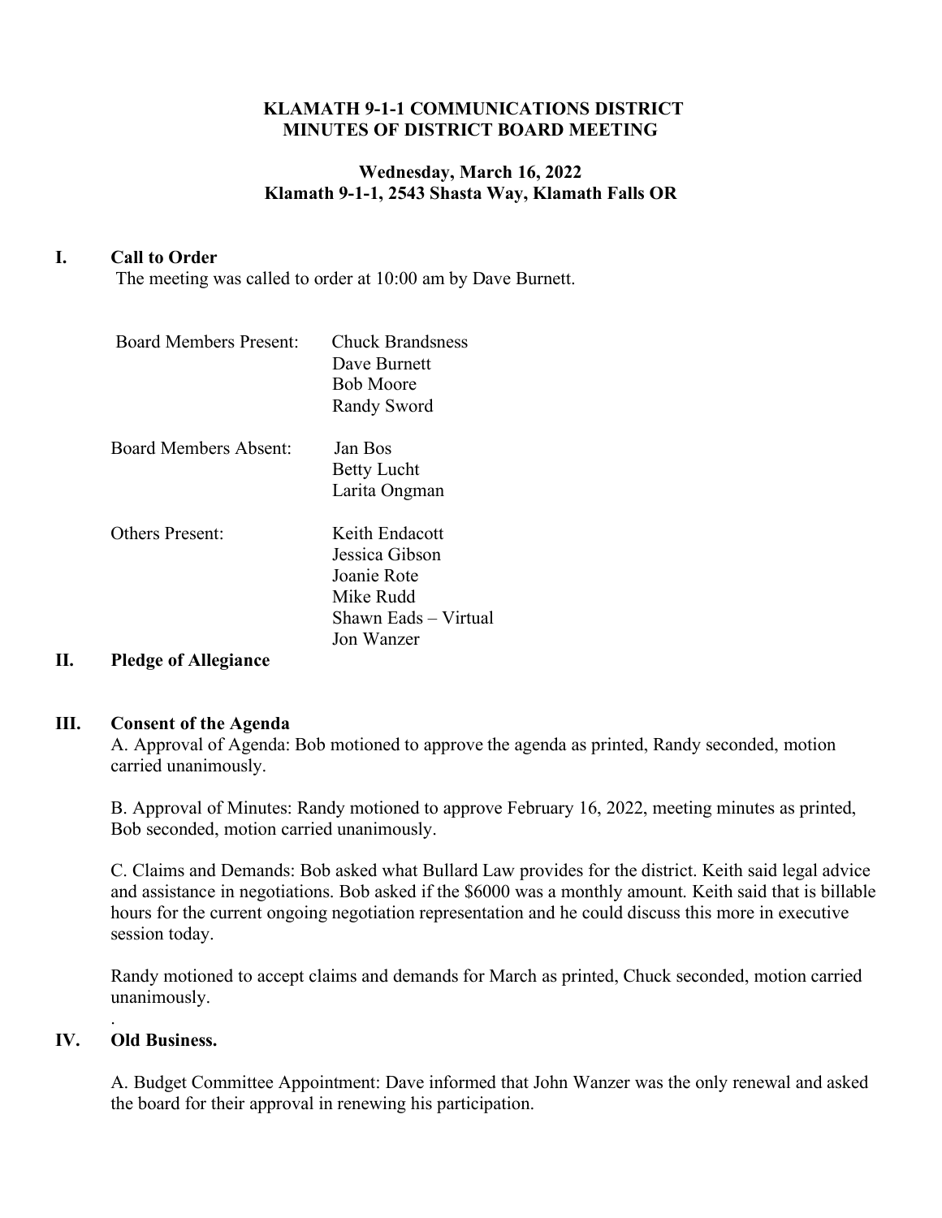**KLAMATH 9-1-1 COMMUNICATIONS DISTRICT**
**MINUTES OF DISTRICT BOARD MEETING**

**Wednesday, March 16, 2022**
**Klamath 9-1-1, 2543 Shasta Way, Klamath Falls OR**

## I. Call to Order

The meeting was called to order at 10:00 am by Dave Burnett.

Board Members Present: Chuck Brandsness
Dave Burnett
Bob Moore
Randy Sword

Board Members Absent: Jan Bos
Betty Lucht
Larita Ongman

Others Present: Keith Endacott
Jessica Gibson
Joanie Rote
Mike Rudd
Shawn Eads – Virtual
Jon Wanzer

## II. Pledge of Allegiance

## III. Consent of the Agenda

A. Approval of Agenda: Bob motioned to approve the agenda as printed, Randy seconded, motion carried unanimously.

B. Approval of Minutes: Randy motioned to approve February 16, 2022, meeting minutes as printed, Bob seconded, motion carried unanimously.

C. Claims and Demands: Bob asked what Bullard Law provides for the district. Keith said legal advice and assistance in negotiations. Bob asked if the $6000 was a monthly amount. Keith said that is billable hours for the current ongoing negotiation representation and he could discuss this more in executive session today.

Randy motioned to accept claims and demands for March as printed, Chuck seconded, motion carried unanimously.

.

## IV. Old Business.

A. Budget Committee Appointment: Dave informed that John Wanzer was the only renewal and asked the board for their approval in renewing his participation.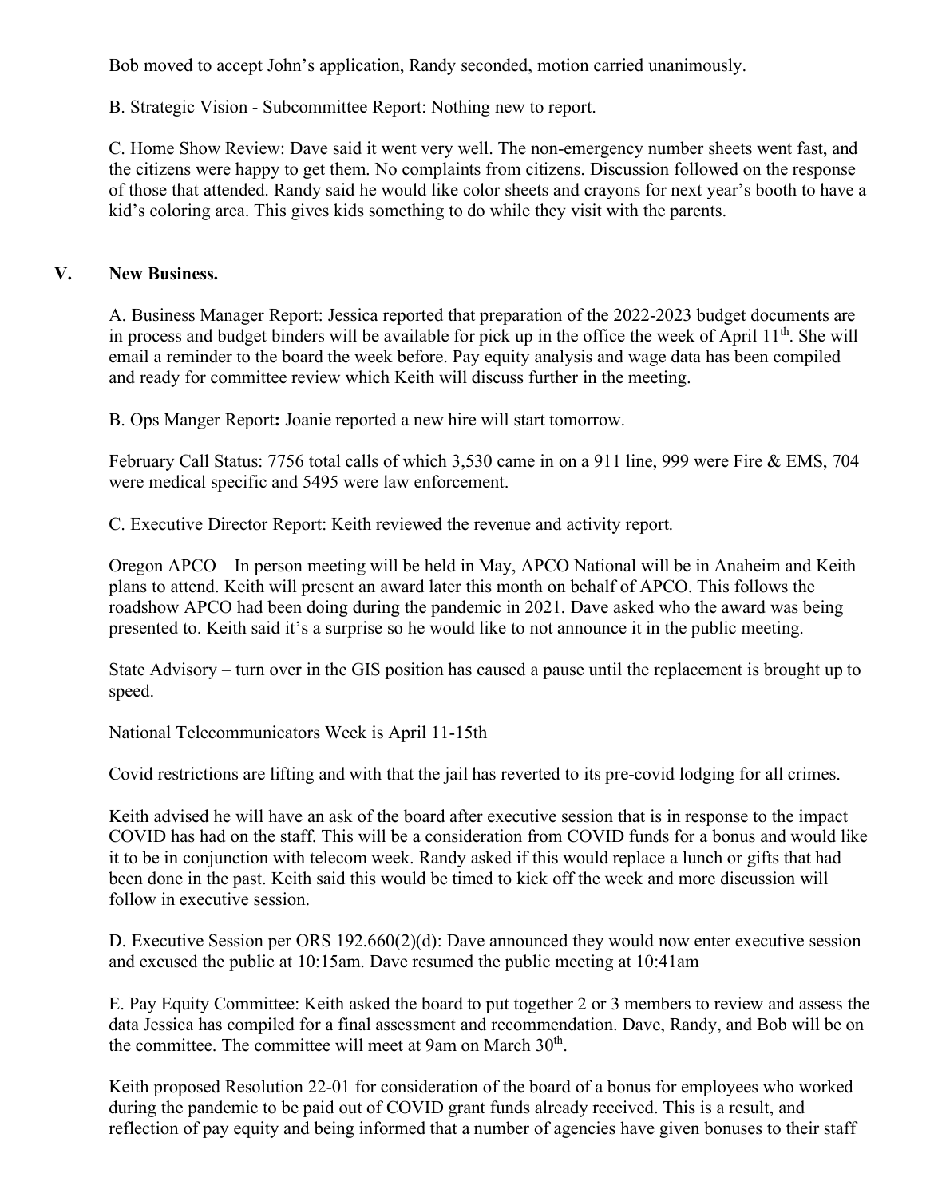Bob moved to accept John's application, Randy seconded, motion carried unanimously.

B. Strategic Vision - Subcommittee Report: Nothing new to report.

C. Home Show Review: Dave said it went very well. The non-emergency number sheets went fast, and the citizens were happy to get them. No complaints from citizens. Discussion followed on the response of those that attended. Randy said he would like color sheets and crayons for next year's booth to have a kid's coloring area. This gives kids something to do while they visit with the parents.

## V. New Business.

A. Business Manager Report: Jessica reported that preparation of the 2022-2023 budget documents are in process and budget binders will be available for pick up in the office the week of April 11th. She will email a reminder to the board the week before. Pay equity analysis and wage data has been compiled and ready for committee review which Keith will discuss further in the meeting.

B. Ops Manger Report**:** Joanie reported a new hire will start tomorrow.

February Call Status: 7756 total calls of which 3,530 came in on a 911 line, 999 were Fire & EMS, 704 were medical specific and 5495 were law enforcement.

C. Executive Director Report: Keith reviewed the revenue and activity report.

Oregon APCO – In person meeting will be held in May, APCO National will be in Anaheim and Keith plans to attend. Keith will present an award later this month on behalf of APCO. This follows the roadshow APCO had been doing during the pandemic in 2021. Dave asked who the award was being presented to. Keith said it's a surprise so he would like to not announce it in the public meeting.

State Advisory – turn over in the GIS position has caused a pause until the replacement is brought up to speed.

National Telecommunicators Week is April 11-15th

Covid restrictions are lifting and with that the jail has reverted to its pre-covid lodging for all crimes.

Keith advised he will have an ask of the board after executive session that is in response to the impact COVID has had on the staff. This will be a consideration from COVID funds for a bonus and would like it to be in conjunction with telecom week. Randy asked if this would replace a lunch or gifts that had been done in the past. Keith said this would be timed to kick off the week and more discussion will follow in executive session.

D. Executive Session per ORS 192.660(2)(d): Dave announced they would now enter executive session and excused the public at 10:15am. Dave resumed the public meeting at 10:41am

E. Pay Equity Committee: Keith asked the board to put together 2 or 3 members to review and assess the data Jessica has compiled for a final assessment and recommendation. Dave, Randy, and Bob will be on the committee. The committee will meet at 9am on March 30th.

Keith proposed Resolution 22-01 for consideration of the board of a bonus for employees who worked during the pandemic to be paid out of COVID grant funds already received. This is a result, and reflection of pay equity and being informed that a number of agencies have given bonuses to their staff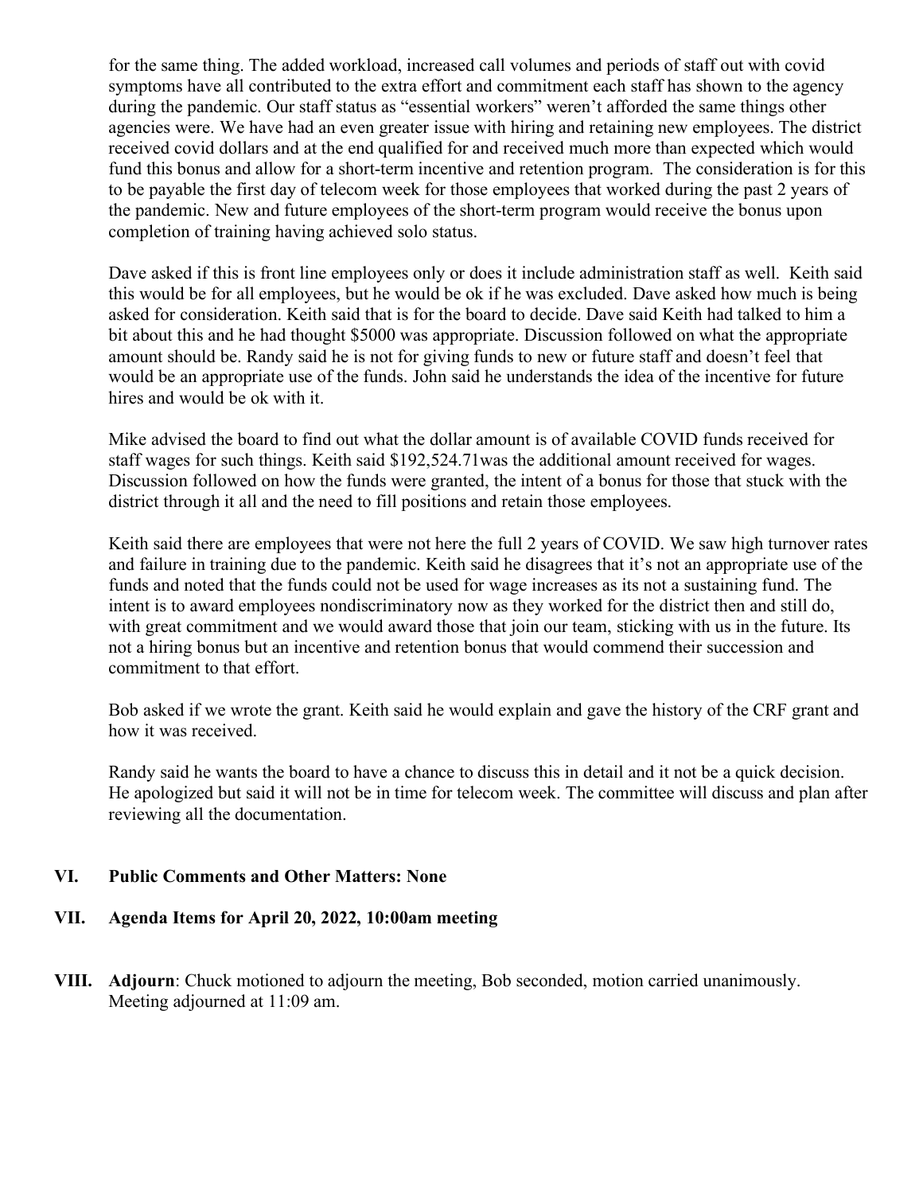for the same thing. The added workload, increased call volumes and periods of staff out with covid symptoms have all contributed to the extra effort and commitment each staff has shown to the agency during the pandemic. Our staff status as "essential workers" weren't afforded the same things other agencies were. We have had an even greater issue with hiring and retaining new employees. The district received covid dollars and at the end qualified for and received much more than expected which would fund this bonus and allow for a short-term incentive and retention program. The consideration is for this to be payable the first day of telecom week for those employees that worked during the past 2 years of the pandemic. New and future employees of the short-term program would receive the bonus upon completion of training having achieved solo status.

Dave asked if this is front line employees only or does it include administration staff as well. Keith said this would be for all employees, but he would be ok if he was excluded. Dave asked how much is being asked for consideration. Keith said that is for the board to decide. Dave said Keith had talked to him a bit about this and he had thought $5000 was appropriate. Discussion followed on what the appropriate amount should be. Randy said he is not for giving funds to new or future staff and doesn't feel that would be an appropriate use of the funds. John said he understands the idea of the incentive for future hires and would be ok with it.

Mike advised the board to find out what the dollar amount is of available COVID funds received for staff wages for such things. Keith said $192,524.71was the additional amount received for wages. Discussion followed on how the funds were granted, the intent of a bonus for those that stuck with the district through it all and the need to fill positions and retain those employees.

Keith said there are employees that were not here the full 2 years of COVID. We saw high turnover rates and failure in training due to the pandemic. Keith said he disagrees that it's not an appropriate use of the funds and noted that the funds could not be used for wage increases as its not a sustaining fund. The intent is to award employees nondiscriminatory now as they worked for the district then and still do, with great commitment and we would award those that join our team, sticking with us in the future. Its not a hiring bonus but an incentive and retention bonus that would commend their succession and commitment to that effort.

Bob asked if we wrote the grant. Keith said he would explain and gave the history of the CRF grant and how it was received.

Randy said he wants the board to have a chance to discuss this in detail and it not be a quick decision. He apologized but said it will not be in time for telecom week. The committee will discuss and plan after reviewing all the documentation.

## VI. Public Comments and Other Matters: None

## VII. Agenda Items for April 20, 2022, 10:00am meeting

## VIII. Adjourn

**Adjourn**: Chuck motioned to adjourn the meeting, Bob seconded, motion carried unanimously. Meeting adjourned at 11:09 am.